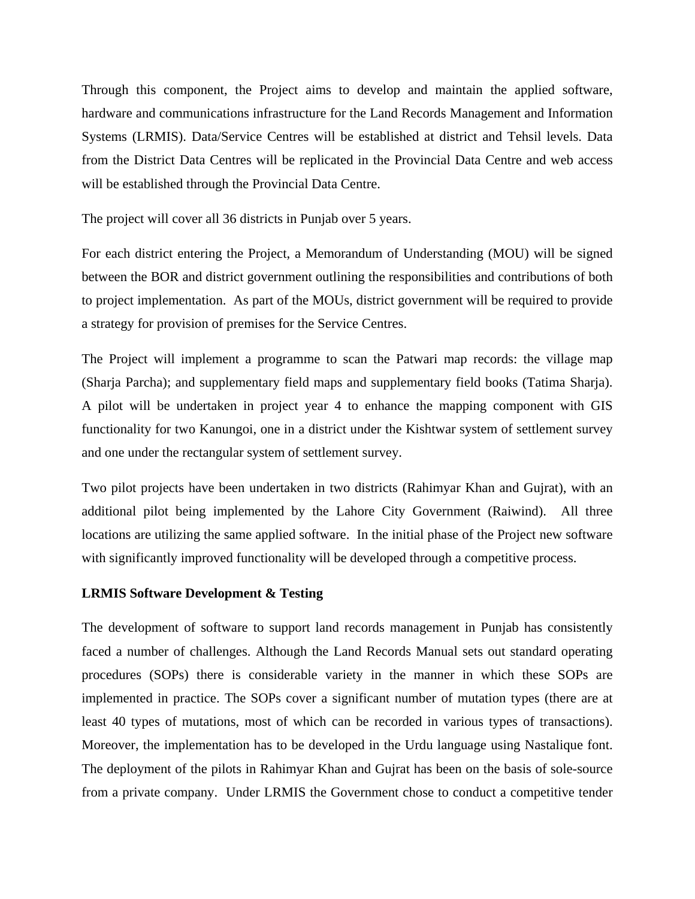Through this component, the Project aims to develop and maintain the applied software, hardware and communications infrastructure for the Land Records Management and Information Systems (LRMIS). Data/Service Centres will be established at district and Tehsil levels. Data from the District Data Centres will be replicated in the Provincial Data Centre and web access will be established through the Provincial Data Centre.

The project will cover all 36 districts in Punjab over 5 years.

For each district entering the Project, a Memorandum of Understanding (MOU) will be signed between the BOR and district government outlining the responsibilities and contributions of both to project implementation. As part of the MOUs, district government will be required to provide a strategy for provision of premises for the Service Centres.

The Project will implement a programme to scan the Patwari map records: the village map (Sharja Parcha); and supplementary field maps and supplementary field books (Tatima Sharja). A pilot will be undertaken in project year 4 to enhance the mapping component with GIS functionality for two Kanungoi, one in a district under the Kishtwar system of settlement survey and one under the rectangular system of settlement survey.

Two pilot projects have been undertaken in two districts (Rahimyar Khan and Gujrat), with an additional pilot being implemented by the Lahore City Government (Raiwind). All three locations are utilizing the same applied software. In the initial phase of the Project new software with significantly improved functionality will be developed through a competitive process.

**LRMIS Software Development & Testing**

The development of software to support land records management in Punjab has consistently faced a number of challenges. Although the Land Records Manual sets out standard operating procedures (SOPs) there is considerable variety in the manner in which these SOPs are implemented in practice. The SOPs cover a significant number of mutation types (there are at least 40 types of mutations, most of which can be recorded in various types of transactions). Moreover, the implementation has to be developed in the Urdu language using Nastalique font. The deployment of the pilots in Rahimyar Khan and Gujrat has been on the basis of sole-source from a private company. Under LRMIS the Government chose to conduct a competitive tender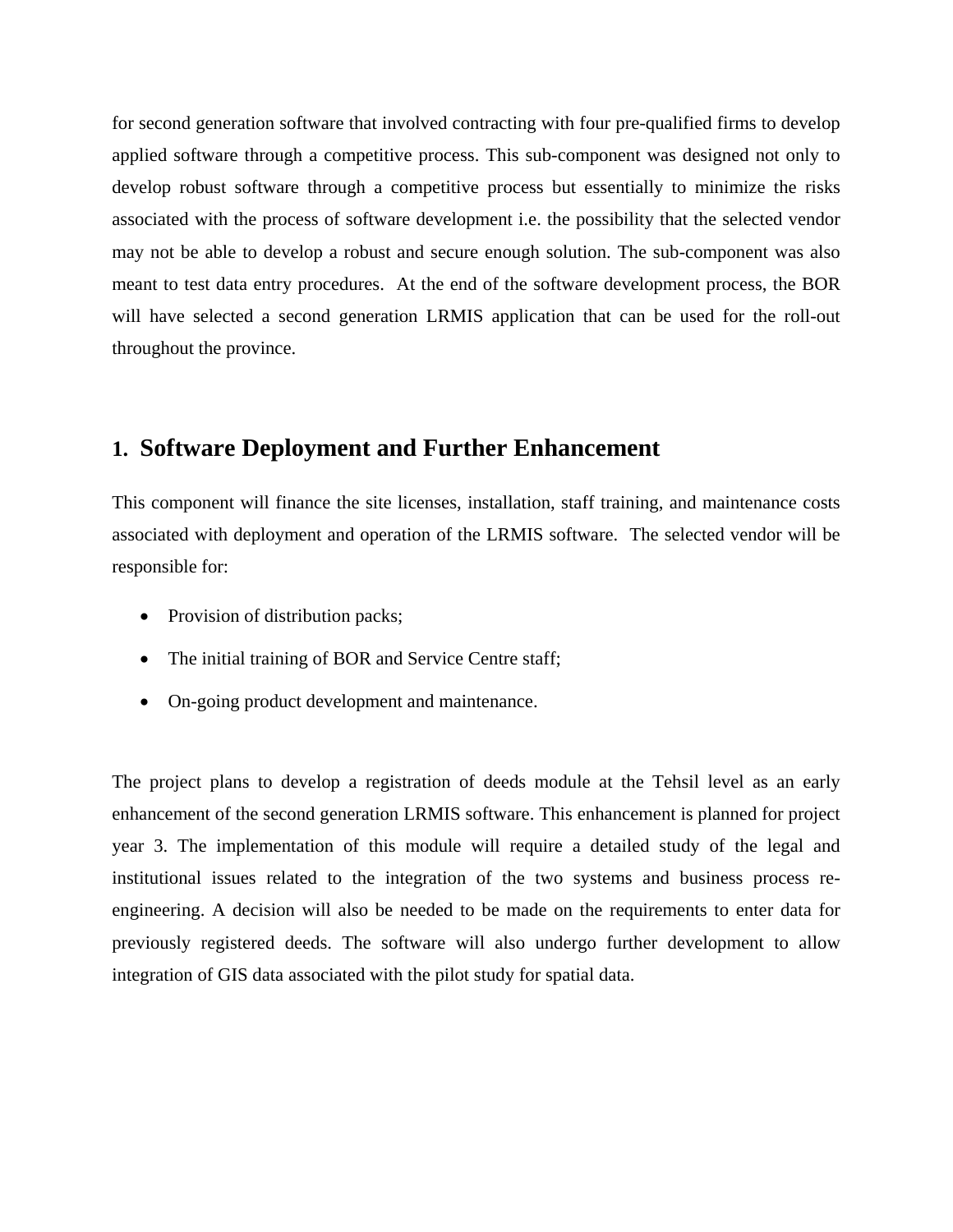for second generation software that involved contracting with four pre-qualified firms to develop applied software through a competitive process. This sub-component was designed not only to develop robust software through a competitive process but essentially to minimize the risks associated with the process of software development i.e. the possibility that the selected vendor may not be able to develop a robust and secure enough solution. The sub-component was also meant to test data entry procedures. At the end of the software development process, the BOR will have selected a second generation LRMIS application that can be used for the roll-out throughout the province.

## 1. Software Deployment and Further Enhancement

This component will finance the site licenses, installation, staff training, and maintenance costs associated with deployment and operation of the LRMIS software. The selected vendor will be responsible for:

- Provision of distribution packs;
- The initial training of BOR and Service Centre staff;
- On-going product development and maintenance.

The project plans to develop a registration of deeds module at the Tehsil level as an early enhancement of the second generation LRMIS software. This enhancement is planned for project year 3. The implementation of this module will require a detailed study of the legal and institutional issues related to the integration of the two systems and business process re-engineering. A decision will also be needed to be made on the requirements to enter data for previously registered deeds. The software will also undergo further development to allow integration of GIS data associated with the pilot study for spatial data.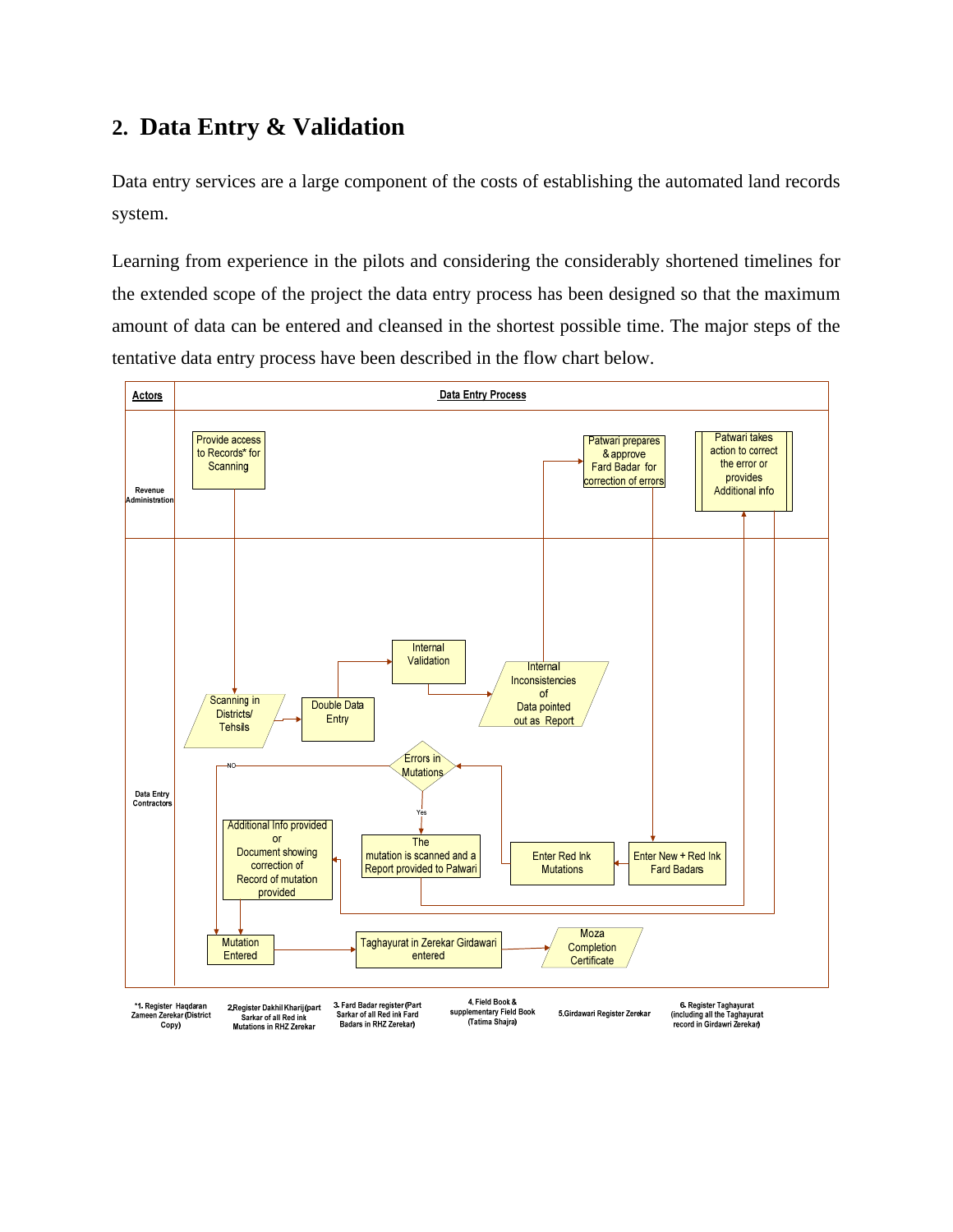## 2. Data Entry & Validation

Data entry services are a large component of the costs of establishing the automated land records system.

Learning from experience in the pilots and considering the considerably shortened timelines for the extended scope of the project the data entry process has been designed so that the maximum amount of data can be entered and cleansed in the shortest possible time. The major steps of the tentative data entry process have been described in the flow chart below.

**Actors** | **Data Entry Process**

**Revenue Administration**

- Provide access to Records* for Scanning
- Patwari prepares & approve Fard Badar for correction of errors
- Patwari takes action to correct the error or provides Additional info

**Data Entry Contractors**

- Scanning in Districts/ Tehsils
- Double Data Entry
- Internal Validation
- Internal Inconsistencies of Data pointed out as Report
- Errors in Mutations (Yes / NO)
- The mutation is scanned and a Report provided to Patwari
- Enter Red Ink Mutations
- Enter New + Red Ink Fard Badars
- Additional Info provided or Document showing correction of Record of mutation provided
- Mutation Entered
- Taghayurat in Zerekar Girdawari entered
- Moza Completion Certificate

*1. Register Haqdaran Zameen Zerekar (District Copy)
2. Register Dakhil Kharij (part Sarkar of all Red ink Mutations in RHZ Zerekar
3. Fard Badar register (Part Sarkar of all Red ink Fard Badars in RHZ Zerekar)
4. Field Book & supplementary Field Book (Tatima Shajra)
5. Girdawari Register Zerekar
6. Register Taghayurat (including all the Taghayurat record in Girdawri Zerekar)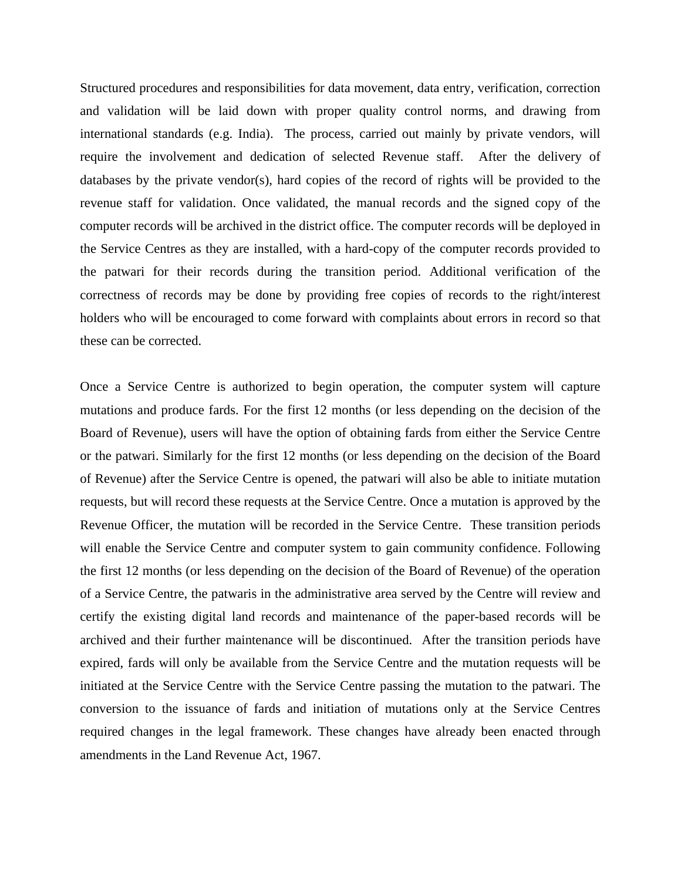Structured procedures and responsibilities for data movement, data entry, verification, correction and validation will be laid down with proper quality control norms, and drawing from international standards (e.g. India). The process, carried out mainly by private vendors, will require the involvement and dedication of selected Revenue staff. After the delivery of databases by the private vendor(s), hard copies of the record of rights will be provided to the revenue staff for validation. Once validated, the manual records and the signed copy of the computer records will be archived in the district office. The computer records will be deployed in the Service Centres as they are installed, with a hard-copy of the computer records provided to the patwari for their records during the transition period. Additional verification of the correctness of records may be done by providing free copies of records to the right/interest holders who will be encouraged to come forward with complaints about errors in record so that these can be corrected.

Once a Service Centre is authorized to begin operation, the computer system will capture mutations and produce fards. For the first 12 months (or less depending on the decision of the Board of Revenue), users will have the option of obtaining fards from either the Service Centre or the patwari. Similarly for the first 12 months (or less depending on the decision of the Board of Revenue) after the Service Centre is opened, the patwari will also be able to initiate mutation requests, but will record these requests at the Service Centre. Once a mutation is approved by the Revenue Officer, the mutation will be recorded in the Service Centre. These transition periods will enable the Service Centre and computer system to gain community confidence. Following the first 12 months (or less depending on the decision of the Board of Revenue) of the operation of a Service Centre, the patwaris in the administrative area served by the Centre will review and certify the existing digital land records and maintenance of the paper-based records will be archived and their further maintenance will be discontinued. After the transition periods have expired, fards will only be available from the Service Centre and the mutation requests will be initiated at the Service Centre with the Service Centre passing the mutation to the patwari. The conversion to the issuance of fards and initiation of mutations only at the Service Centres required changes in the legal framework. These changes have already been enacted through amendments in the Land Revenue Act, 1967.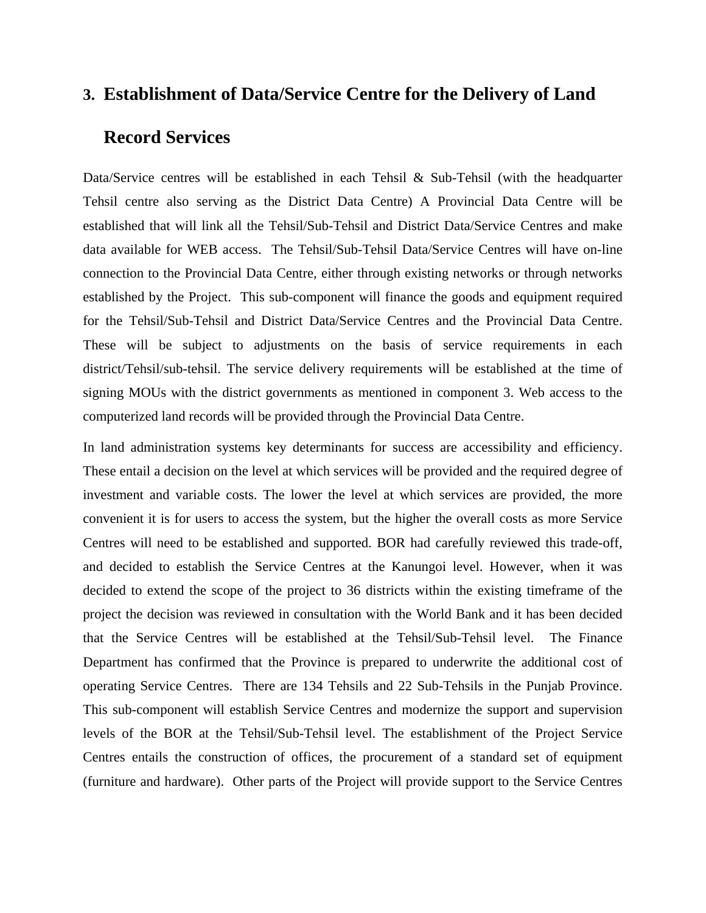## 3. Establishment of Data/Service Centre for the Delivery of Land Record Services

Data/Service centres will be established in each Tehsil & Sub-Tehsil (with the headquarter Tehsil centre also serving as the District Data Centre) A Provincial Data Centre will be established that will link all the Tehsil/Sub-Tehsil and District Data/Service Centres and make data available for WEB access. The Tehsil/Sub-Tehsil Data/Service Centres will have on-line connection to the Provincial Data Centre, either through existing networks or through networks established by the Project. This sub-component will finance the goods and equipment required for the Tehsil/Sub-Tehsil and District Data/Service Centres and the Provincial Data Centre. These will be subject to adjustments on the basis of service requirements in each district/Tehsil/sub-tehsil. The service delivery requirements will be established at the time of signing MOUs with the district governments as mentioned in component 3. Web access to the computerized land records will be provided through the Provincial Data Centre.

In land administration systems key determinants for success are accessibility and efficiency. These entail a decision on the level at which services will be provided and the required degree of investment and variable costs. The lower the level at which services are provided, the more convenient it is for users to access the system, but the higher the overall costs as more Service Centres will need to be established and supported. BOR had carefully reviewed this trade-off, and decided to establish the Service Centres at the Kanungoi level. However, when it was decided to extend the scope of the project to 36 districts within the existing timeframe of the project the decision was reviewed in consultation with the World Bank and it has been decided that the Service Centres will be established at the Tehsil/Sub-Tehsil level. The Finance Department has confirmed that the Province is prepared to underwrite the additional cost of operating Service Centres. There are 134 Tehsils and 22 Sub-Tehsils in the Punjab Province. This sub-component will establish Service Centres and modernize the support and supervision levels of the BOR at the Tehsil/Sub-Tehsil level. The establishment of the Project Service Centres entails the construction of offices, the procurement of a standard set of equipment (furniture and hardware). Other parts of the Project will provide support to the Service Centres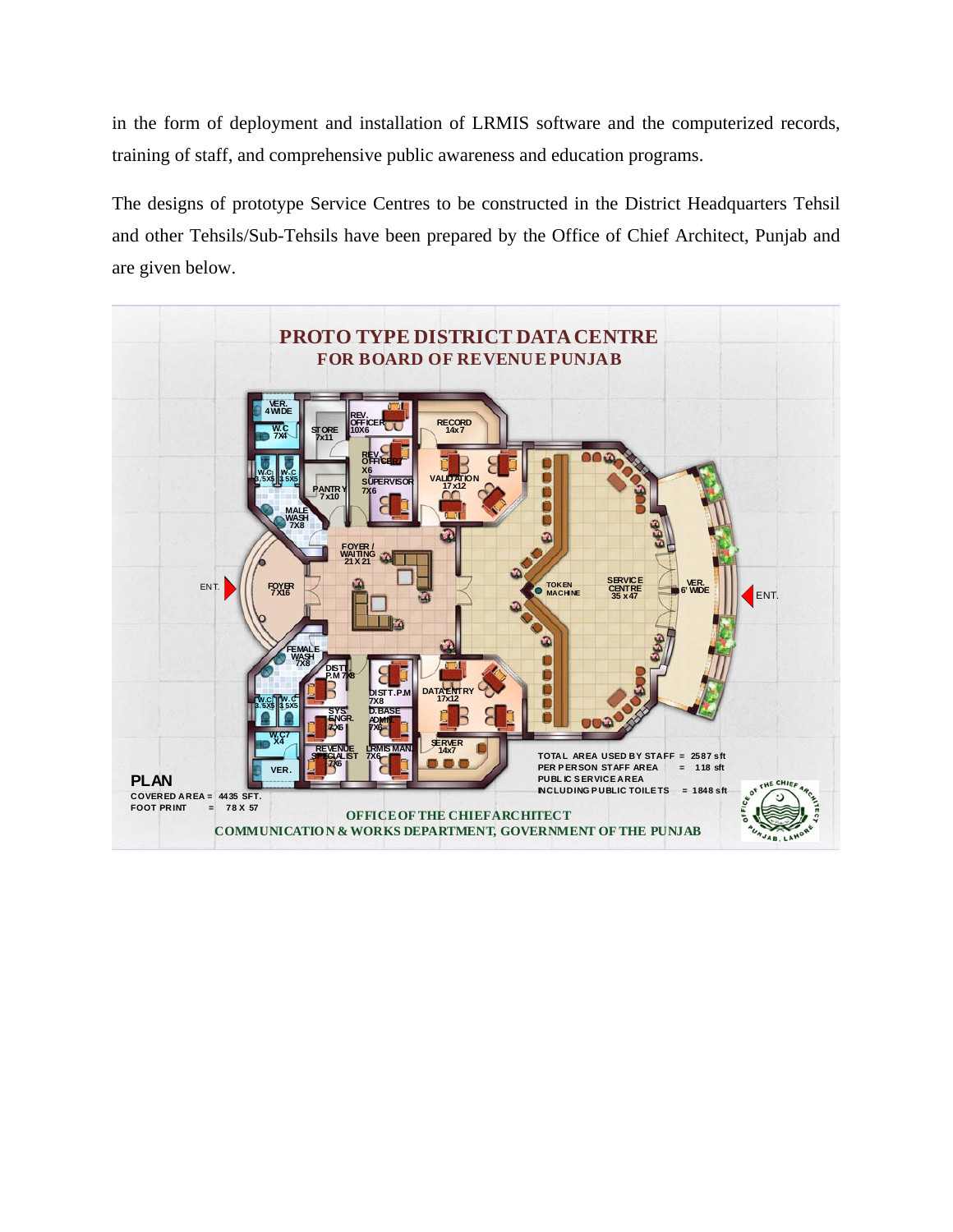in the form of deployment and installation of LRMIS software and the computerized records, training of staff, and comprehensive public awareness and education programs.

The designs of prototype Service Centres to be constructed in the District Headquarters Tehsil and other Tehsils/Sub-Tehsils have been prepared by the Office of Chief Architect, Punjab and are given below.

**PROTO TYPE DISTRICT DATA CENTRE**
**FOR BOARD OF REVENUE PUNJAB**

VER. 4' WIDE | W.C 7X4 | STORE 7x11 | REV. OFFICER 10X6 | RECORD 14x7 | W.C 3.5X5 | W.C 3.5X5 | PANTRY 7x10 | REV. OFFICER 7X6 | SUPERVISOR 7X6 | VALIDATION 17x12 | MALE WASH 7X8 | FOYER / WAITING 21 X 21 | ENT. | FOYER 7X16 | TOKEN MACHINE | SERVICE CENTRE 35 x 47 | VER. 6' WIDE | ENT. | FEMALE WASH 7X8 | DISTT. P.M 7X8 | DISTT. P.M 7X8 | DATA ENTRY 17x12 | W.C 3.5X5 | W.C 3.5X5 | SYS. ENGR. 7X6 | D.BASE ADMIN 7X6 | W.C 7 X4 | REVENUE SPECIALIST 7X6 | LRMIS MAN. 7X6 | SERVER 14x7 | VER.

TOTAL AREA USED BY STAFF = 2587 sft
PER PERSON STAFF AREA = 118 sft
PUBLIC SERVICE AREA INCLUDING PUBLIC TOILETS = 1848 sft

**PLAN**
COVERED AREA = 4435 SFT.
FOOT PRINT = 78 X 57

**OFFICE OF THE CHIEF ARCHITECT**
**COMMUNICATION & WORKS DEPARTMENT, GOVERNMENT OF THE PUNJAB**

OFFICE OF THE CHIEF ARCHITECT PUNJAB, LAHORE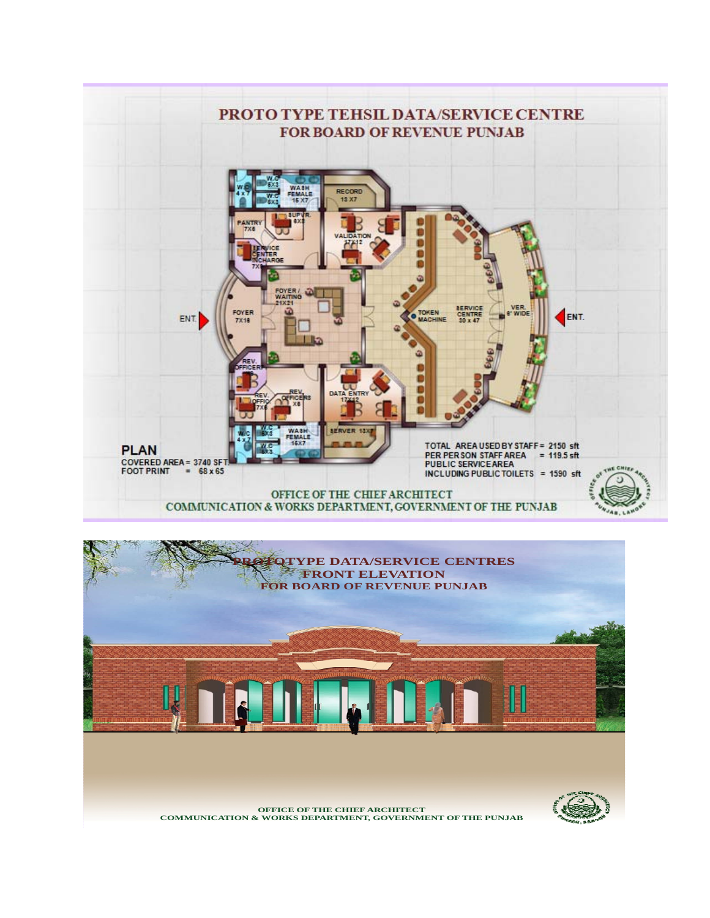# PROTO TYPE TEHSIL DATA/SERVICE CENTRE
## FOR BOARD OF REVENUE PUNJAB

W.C 4 x 7 | W.C 5X3 | W.C 5X3 | WASH FEMALE 15 X7 | RECORD 13 X7

PANTRY 7X8 | SUPVR. 8X8 | VALIDATION 17X12

SERVICE CENTER INCHARGE 7X

FOYER / WAITING 21X21

ENT. | FOYER 7X18 | TOKEN MACHINE | SERVICE CENTRE 30 x 47 | VER. 6' WIDE | ENT.

REV. OFFICER | REV. OFFICERS X8 | DATA ENTRY 17X12

REV. OFFIC 7X8

W.C 4 x 7 | W.C 5X3 | W.C 5X3 | WASH FEMALE 15X7 | SERVER 13X7

**PLAN**

COVERED AREA = 3740 SFT.
FOOT PRINT = 68 x 65

TOTAL AREA USED BY STAFF = 2150 sft
PER PERSON STAFF AREA = 119.5 sft
PUBLIC SERVICE AREA
INCLUDING PUBLIC TOILETS = 1590 sft

OFFICE OF THE CHIEF ARCHITECT
COMMUNICATION & WORKS DEPARTMENT, GOVERNMENT OF THE PUNJAB

# PROTOTYPE DATA/SERVICE CENTRES
## FRONT ELEVATION
## FOR BOARD OF REVENUE PUNJAB

OFFICE OF THE CHIEF ARCHITECT
COMMUNICATION & WORKS DEPARTMENT, GOVERNMENT OF THE PUNJAB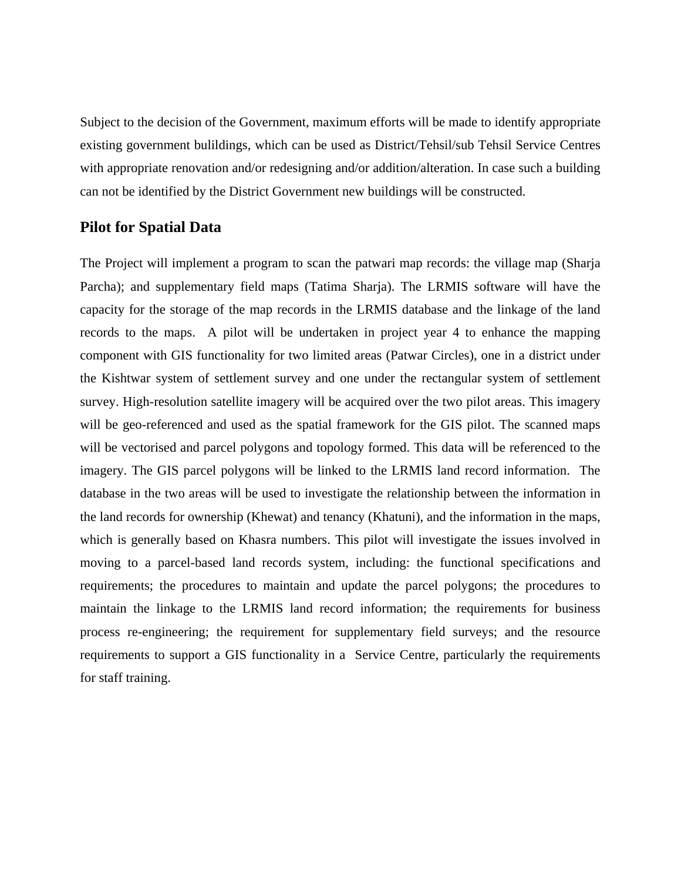Subject to the decision of the Government, maximum efforts will be made to identify appropriate existing government bulildings, which can be used as District/Tehsil/sub Tehsil Service Centres with appropriate renovation and/or redesigning and/or addition/alteration. In case such a building can not be identified by the District Government new buildings will be constructed.

## Pilot for Spatial Data

The Project will implement a program to scan the patwari map records: the village map (Sharja Parcha); and supplementary field maps (Tatima Sharja). The LRMIS software will have the capacity for the storage of the map records in the LRMIS database and the linkage of the land records to the maps. A pilot will be undertaken in project year 4 to enhance the mapping component with GIS functionality for two limited areas (Patwar Circles), one in a district under the Kishtwar system of settlement survey and one under the rectangular system of settlement survey. High-resolution satellite imagery will be acquired over the two pilot areas. This imagery will be geo-referenced and used as the spatial framework for the GIS pilot. The scanned maps will be vectorised and parcel polygons and topology formed. This data will be referenced to the imagery. The GIS parcel polygons will be linked to the LRMIS land record information. The database in the two areas will be used to investigate the relationship between the information in the land records for ownership (Khewat) and tenancy (Khatuni), and the information in the maps, which is generally based on Khasra numbers. This pilot will investigate the issues involved in moving to a parcel-based land records system, including: the functional specifications and requirements; the procedures to maintain and update the parcel polygons; the procedures to maintain the linkage to the LRMIS land record information; the requirements for business process re-engineering; the requirement for supplementary field surveys; and the resource requirements to support a GIS functionality in a Service Centre, particularly the requirements for staff training.